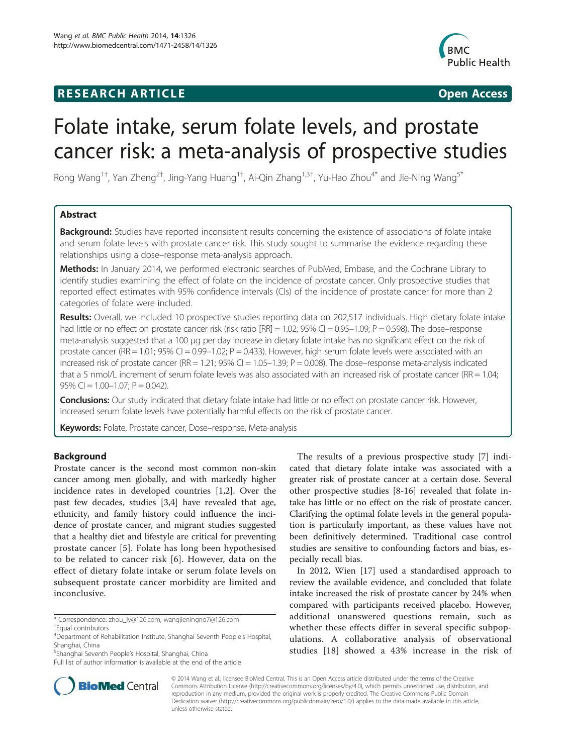RESEARCH ARTICLE

Open Access

# Folate intake, serum folate levels, and prostate cancer risk: a meta-analysis of prospective studies

Rong Wang[1†], Yan Zheng[2†], Jing-Yang Huang[1†], Ai-Qin Zhang[1,3†], Yu-Hao Zhou[4*] and Jie-Ning Wang[5*]

## Abstract

**Background:** Studies have reported inconsistent results concerning the existence of associations of folate intake and serum folate levels with prostate cancer risk. This study sought to summarise the evidence regarding these relationships using a dose–response meta-analysis approach.

**Methods:** In January 2014, we performed electronic searches of PubMed, Embase, and the Cochrane Library to identify studies examining the effect of folate on the incidence of prostate cancer. Only prospective studies that reported effect estimates with 95% confidence intervals (CIs) of the incidence of prostate cancer for more than 2 categories of folate were included.

**Results:** Overall, we included 10 prospective studies reporting data on 202,517 individuals. High dietary folate intake had little or no effect on prostate cancer risk (risk ratio [RR] = 1.02; 95% CI = 0.95–1.09; P = 0.598). The dose–response meta-analysis suggested that a 100 μg per day increase in dietary folate intake has no significant effect on the risk of prostate cancer (RR = 1.01; 95% CI = 0.99–1.02; P = 0.433). However, high serum folate levels were associated with an increased risk of prostate cancer (RR = 1.21; 95% CI = 1.05–1.39; P = 0.008). The dose–response meta-analysis indicated that a 5 nmol/L increment of serum folate levels was also associated with an increased risk of prostate cancer (RR = 1.04; 95% CI = 1.00–1.07; P = 0.042).

**Conclusions:** Our study indicated that dietary folate intake had little or no effect on prostate cancer risk. However, increased serum folate levels have potentially harmful effects on the risk of prostate cancer.

**Keywords:** Folate, Prostate cancer, Dose–response, Meta-analysis

## Background

Prostate cancer is the second most common non-skin cancer among men globally, and with markedly higher incidence rates in developed countries [1,2]. Over the past few decades, studies [3,4] have revealed that age, ethnicity, and family history could influence the incidence of prostate cancer, and migrant studies suggested that a healthy diet and lifestyle are critical for preventing prostate cancer [5]. Folate has long been hypothesised to be related to cancer risk [6]. However, data on the effect of dietary folate intake or serum folate levels on subsequent prostate cancer morbidity are limited and inconclusive.

The results of a previous prospective study [7] indicated that dietary folate intake was associated with a greater risk of prostate cancer at a certain dose. Several other prospective studies [8-16] revealed that folate intake has little or no effect on the risk of prostate cancer. Clarifying the optimal folate levels in the general population is particularly important, as these values have not been definitively determined. Traditional case control studies are sensitive to confounding factors and bias, especially recall bias.

In 2012, Wien [17] used a standardised approach to review the available evidence, and concluded that folate intake increased the risk of prostate cancer by 24% when compared with participants received placebo. However, additional unanswered questions remain, such as whether these effects differ in several specific subpopulations. A collaborative analysis of observational studies [18] showed a 43% increase in the risk of

* Correspondence: zhou_ly@126.com; wangjieningno7@126.com
†Equal contributors
[4]Department of Rehabilitation Institute, Shanghai Seventh People's Hospital, Shanghai, China
[5]Shanghai Seventh People's Hospital, Shanghai, China
Full list of author information is available at the end of the article

© 2014 Wang et al.; licensee BioMed Central. This is an Open Access article distributed under the terms of the Creative Commons Attribution License (http://creativecommons.org/licenses/by/4.0), which permits unrestricted use, distribution, and reproduction in any medium, provided the original work is properly credited. The Creative Commons Public Domain Dedication waiver (http://creativecommons.org/publicdomain/zero/1.0/) applies to the data made available in this article, unless otherwise stated.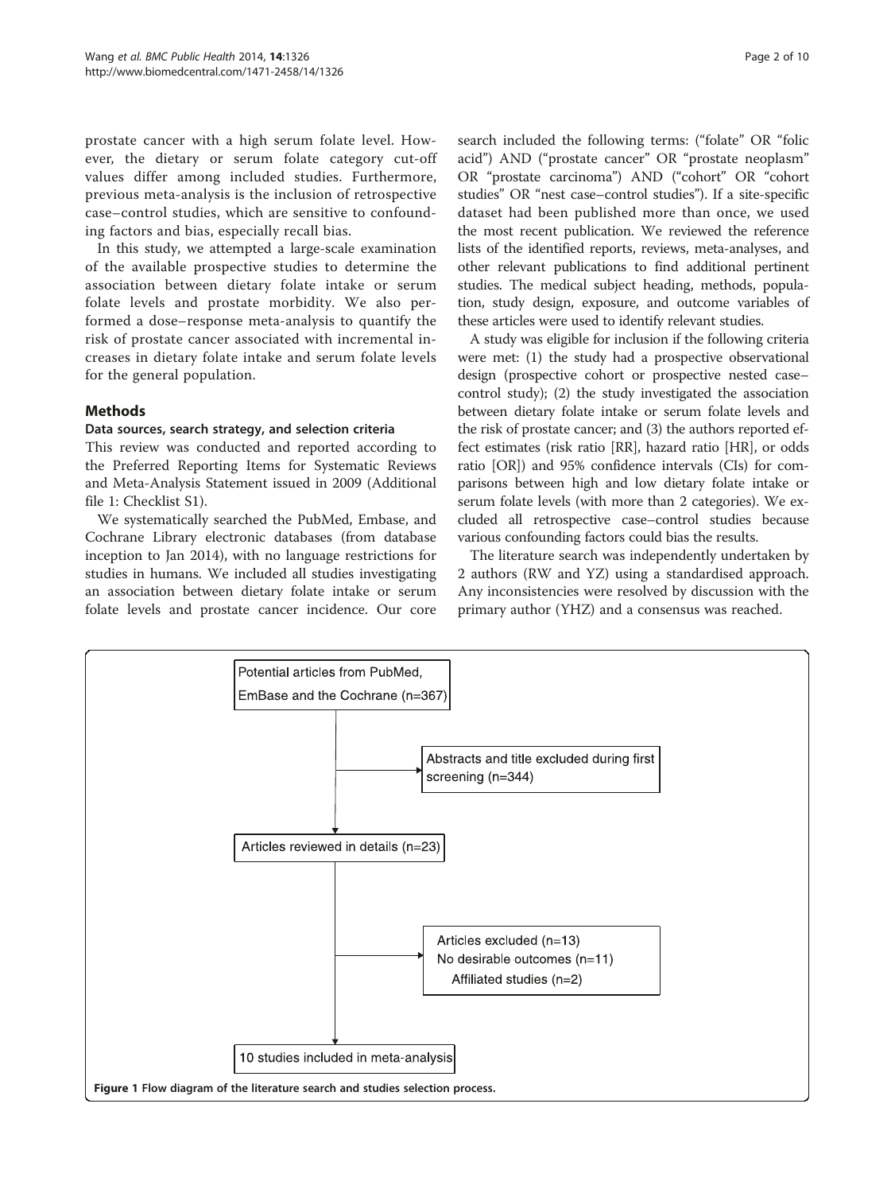prostate cancer with a high serum folate level. However, the dietary or serum folate category cut-off values differ among included studies. Furthermore, previous meta-analysis is the inclusion of retrospective case–control studies, which are sensitive to confounding factors and bias, especially recall bias.

In this study, we attempted a large-scale examination of the available prospective studies to determine the association between dietary folate intake or serum folate levels and prostate morbidity. We also performed a dose–response meta-analysis to quantify the risk of prostate cancer associated with incremental increases in dietary folate intake and serum folate levels for the general population.

## Methods

### Data sources, search strategy, and selection criteria

This review was conducted and reported according to the Preferred Reporting Items for Systematic Reviews and Meta-Analysis Statement issued in 2009 (Additional file 1: Checklist S1).

We systematically searched the PubMed, Embase, and Cochrane Library electronic databases (from database inception to Jan 2014), with no language restrictions for studies in humans. We included all studies investigating an association between dietary folate intake or serum folate levels and prostate cancer incidence. Our core search included the following terms: ("folate" OR "folic acid") AND ("prostate cancer" OR "prostate neoplasm" OR "prostate carcinoma") AND ("cohort" OR "cohort studies" OR "nest case–control studies"). If a site-specific dataset had been published more than once, we used the most recent publication. We reviewed the reference lists of the identified reports, reviews, meta-analyses, and other relevant publications to find additional pertinent studies. The medical subject heading, methods, population, study design, exposure, and outcome variables of these articles were used to identify relevant studies.

A study was eligible for inclusion if the following criteria were met: (1) the study had a prospective observational design (prospective cohort or prospective nested case–control study); (2) the study investigated the association between dietary folate intake or serum folate levels and the risk of prostate cancer; and (3) the authors reported effect estimates (risk ratio [RR], hazard ratio [HR], or odds ratio [OR]) and 95% confidence intervals (CIs) for comparisons between high and low dietary folate intake or serum folate levels (with more than 2 categories). We excluded all retrospective case–control studies because various confounding factors could bias the results.

The literature search was independently undertaken by 2 authors (RW and YZ) using a standardised approach. Any inconsistencies were resolved by discussion with the primary author (YHZ) and a consensus was reached.

Potential articles from PubMed, EmBase and the Cochrane (n=367)

Abstracts and title excluded during first screening (n=344)

Articles reviewed in details (n=23)

Articles excluded (n=13)
No desirable outcomes (n=11)
Affiliated studies (n=2)

10 studies included in meta-analysis

**Figure 1** Flow diagram of the literature search and studies selection process.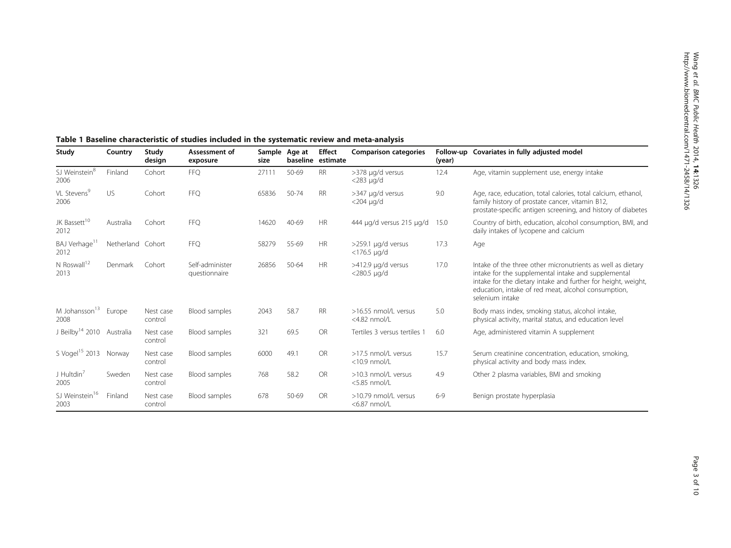**Table 1 Baseline characteristic of studies included in the systematic review and meta-analysis**

| Study | Country | Study design | Assessment of exposure | Sample size | Age at baseline | Effect estimate | Comparison categories | Follow-up (year) | Covariates in fully adjusted model |
|---|---|---|---|---|---|---|---|---|---|
| SJ Weinstein[8] 2006 | Finland | Cohort | FFQ | 27111 | 50-69 | RR | >378 μg/d versus <283 μg/d | 12.4 | Age, vitamin supplement use, energy intake |
| VL Stevens[9] 2006 | US | Cohort | FFQ | 65836 | 50-74 | RR | >347 μg/d versus <204 μg/d | 9.0 | Age, race, education, total calories, total calcium, ethanol, family history of prostate cancer, vitamin B12, prostate-specific antigen screening, and history of diabetes |
| JK Bassett[10] 2012 | Australia | Cohort | FFQ | 14620 | 40-69 | HR | 444 μg/d versus 215 μg/d | 15.0 | Country of birth, education, alcohol consumption, BMI, and daily intakes of lycopene and calcium |
| BAJ Verhage[11] 2012 | Netherland | Cohort | FFQ | 58279 | 55-69 | HR | >259.1 μg/d versus <176.5 μg/d | 17.3 | Age |
| N Roswall[12] 2013 | Denmark | Cohort | Self-administer questionnaire | 26856 | 50-64 | HR | >412.9 μg/d versus <280.5 μg/d | 17.0 | Intake of the three other micronutrients as well as dietary intake for the supplemental intake and supplemental intake for the dietary intake and further for height, weight, education, intake of red meat, alcohol consumption, selenium intake |
| M Johansson[13] 2008 | Europe | Nest case control | Blood samples | 2043 | 58.7 | RR | >16.55 nmol/L versus <4.82 nmol/L | 5.0 | Body mass index, smoking status, alcohol intake, physical activity, marital status, and education level |
| J Beilby[14] 2010 | Australia | Nest case control | Blood samples | 321 | 69.5 | OR | Tertiles 3 versus tertiles 1 | 6.0 | Age, administered vitamin A supplement |
| S Vogel[15] 2013 | Norway | Nest case control | Blood samples | 6000 | 49.1 | OR | >17.5 nmol/L versus <10.9 nmol/L | 15.7 | Serum creatinine concentration, education, smoking, physical activity and body mass index. |
| J Hultdin[7] 2005 | Sweden | Nest case control | Blood samples | 768 | 58.2 | OR | >10.3 nmol/L versus <5.85 nmol/L | 4.9 | Other 2 plasma variables, BMI and smoking |
| SJ Weinstein[16] 2003 | Finland | Nest case control | Blood samples | 678 | 50-69 | OR | >10.79 nmol/L versus <6.87 nmol/L | 6-9 | Benign prostate hyperplasia |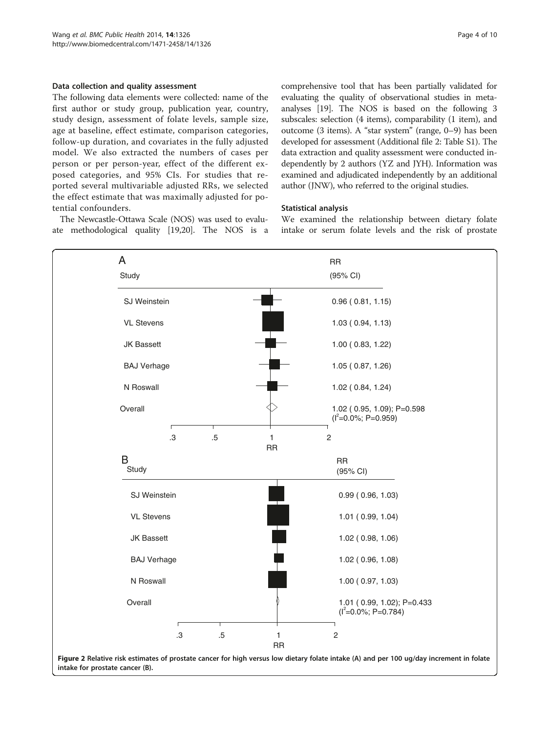### Data collection and quality assessment

The following data elements were collected: name of the first author or study group, publication year, country, study design, assessment of folate levels, sample size, age at baseline, effect estimate, comparison categories, follow-up duration, and covariates in the fully adjusted model. We also extracted the numbers of cases per person or per person-year, effect of the different exposed categories, and 95% CIs. For studies that reported several multivariable adjusted RRs, we selected the effect estimate that was maximally adjusted for potential confounders.

The Newcastle-Ottawa Scale (NOS) was used to evaluate methodological quality [19,20]. The NOS is a comprehensive tool that has been partially validated for evaluating the quality of observational studies in meta-analyses [19]. The NOS is based on the following 3 subscales: selection (4 items), comparability (1 item), and outcome (3 items). A "star system" (range, 0–9) has been developed for assessment (Additional file 2: Table S1). The data extraction and quality assessment were conducted independently by 2 authors (YZ and JYH). Information was examined and adjudicated independently by an additional author (JNW), who referred to the original studies.

### Statistical analysis

We examined the relationship between dietary folate intake or serum folate levels and the risk of prostate

**A**

| Study | RR (95% CI) |
|---|---|
| SJ Weinstein | 0.96 ( 0.81, 1.15) |
| VL Stevens | 1.03 ( 0.94, 1.13) |
| JK Bassett | 1.00 ( 0.83, 1.22) |
| BAJ Verhage | 1.05 ( 0.87, 1.26) |
| N Roswall | 1.02 ( 0.84, 1.24) |
| Overall | 1.02 ( 0.95, 1.09); P=0.598 ($I^2$=0.0%; P=0.959) |

**B**

| Study | RR (95% CI) |
|---|---|
| SJ Weinstein | 0.99 ( 0.96, 1.03) |
| VL Stevens | 1.01 ( 0.99, 1.04) |
| JK Bassett | 1.02 ( 0.98, 1.06) |
| BAJ Verhage | 1.02 ( 0.96, 1.08) |
| N Roswall | 1.00 ( 0.97, 1.03) |
| Overall | 1.01 ( 0.99, 1.02); P=0.433 ($I^2$=0.0%; P=0.784) |

**Figure 2** Relative risk estimates of prostate cancer for high versus low dietary folate intake (A) and per 100 ug/day increment in folate intake for prostate cancer (B).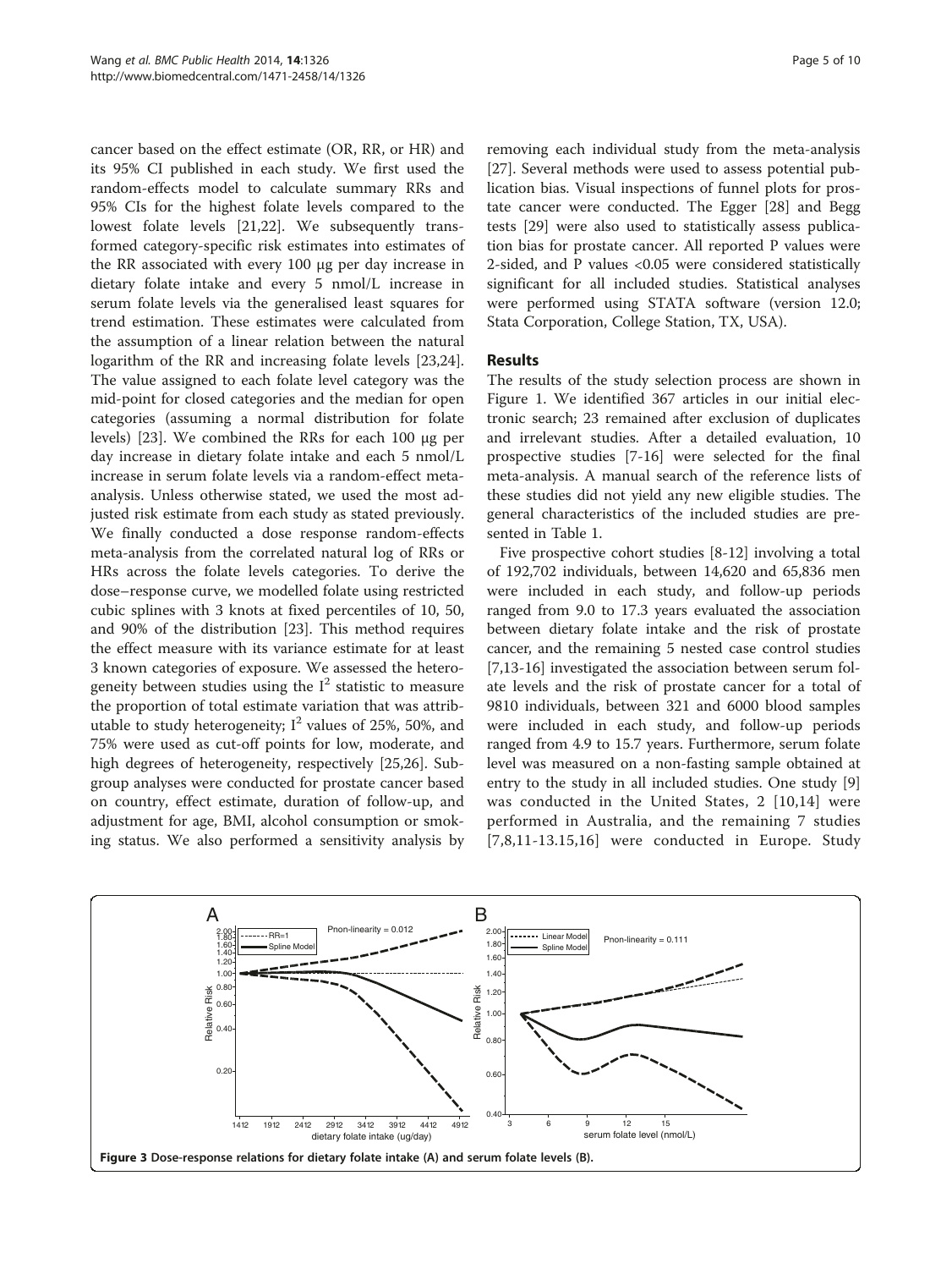cancer based on the effect estimate (OR, RR, or HR) and its 95% CI published in each study. We first used the random-effects model to calculate summary RRs and 95% CIs for the highest folate levels compared to the lowest folate levels [21,22]. We subsequently transformed category-specific risk estimates into estimates of the RR associated with every 100 μg per day increase in dietary folate intake and every 5 nmol/L increase in serum folate levels via the generalised least squares for trend estimation. These estimates were calculated from the assumption of a linear relation between the natural logarithm of the RR and increasing folate levels [23,24]. The value assigned to each folate level category was the mid-point for closed categories and the median for open categories (assuming a normal distribution for folate levels) [23]. We combined the RRs for each 100 μg per day increase in dietary folate intake and each 5 nmol/L increase in serum folate levels via a random-effect meta-analysis. Unless otherwise stated, we used the most adjusted risk estimate from each study as stated previously. We finally conducted a dose response random-effects meta-analysis from the correlated natural log of RRs or HRs across the folate levels categories. To derive the dose–response curve, we modelled folate using restricted cubic splines with 3 knots at fixed percentiles of 10, 50, and 90% of the distribution [23]. This method requires the effect measure with its variance estimate for at least 3 known categories of exposure. We assessed the heterogeneity between studies using the $I^2$ statistic to measure the proportion of total estimate variation that was attributable to study heterogeneity; $I^2$ values of 25%, 50%, and 75% were used as cut-off points for low, moderate, and high degrees of heterogeneity, respectively [25,26]. Subgroup analyses were conducted for prostate cancer based on country, effect estimate, duration of follow-up, and adjustment for age, BMI, alcohol consumption or smoking status. We also performed a sensitivity analysis by removing each individual study from the meta-analysis [27]. Several methods were used to assess potential publication bias. Visual inspections of funnel plots for prostate cancer were conducted. The Egger [28] and Begg tests [29] were also used to statistically assess publication bias for prostate cancer. All reported P values were 2-sided, and P values <0.05 were considered statistically significant for all included studies. Statistical analyses were performed using STATA software (version 12.0; Stata Corporation, College Station, TX, USA).

## Results

The results of the study selection process are shown in Figure 1. We identified 367 articles in our initial electronic search; 23 remained after exclusion of duplicates and irrelevant studies. After a detailed evaluation, 10 prospective studies [7-16] were selected for the final meta-analysis. A manual search of the reference lists of these studies did not yield any new eligible studies. The general characteristics of the included studies are presented in Table 1.

Five prospective cohort studies [8-12] involving a total of 192,702 individuals, between 14,620 and 65,836 men were included in each study, and follow-up periods ranged from 9.0 to 17.3 years evaluated the association between dietary folate intake and the risk of prostate cancer, and the remaining 5 nested case control studies [7,13-16] investigated the association between serum folate levels and the risk of prostate cancer for a total of 9810 individuals, between 321 and 6000 blood samples were included in each study, and follow-up periods ranged from 4.9 to 15.7 years. Furthermore, serum folate level was measured on a non-fasting sample obtained at entry to the study in all included studies. One study [9] was conducted in the United States, 2 [10,14] were performed in Australia, and the remaining 7 studies [7,8,11-13.15,16] were conducted in Europe. Study

Figure 3 Dose-response relations for dietary folate intake (A) and serum folate levels (B).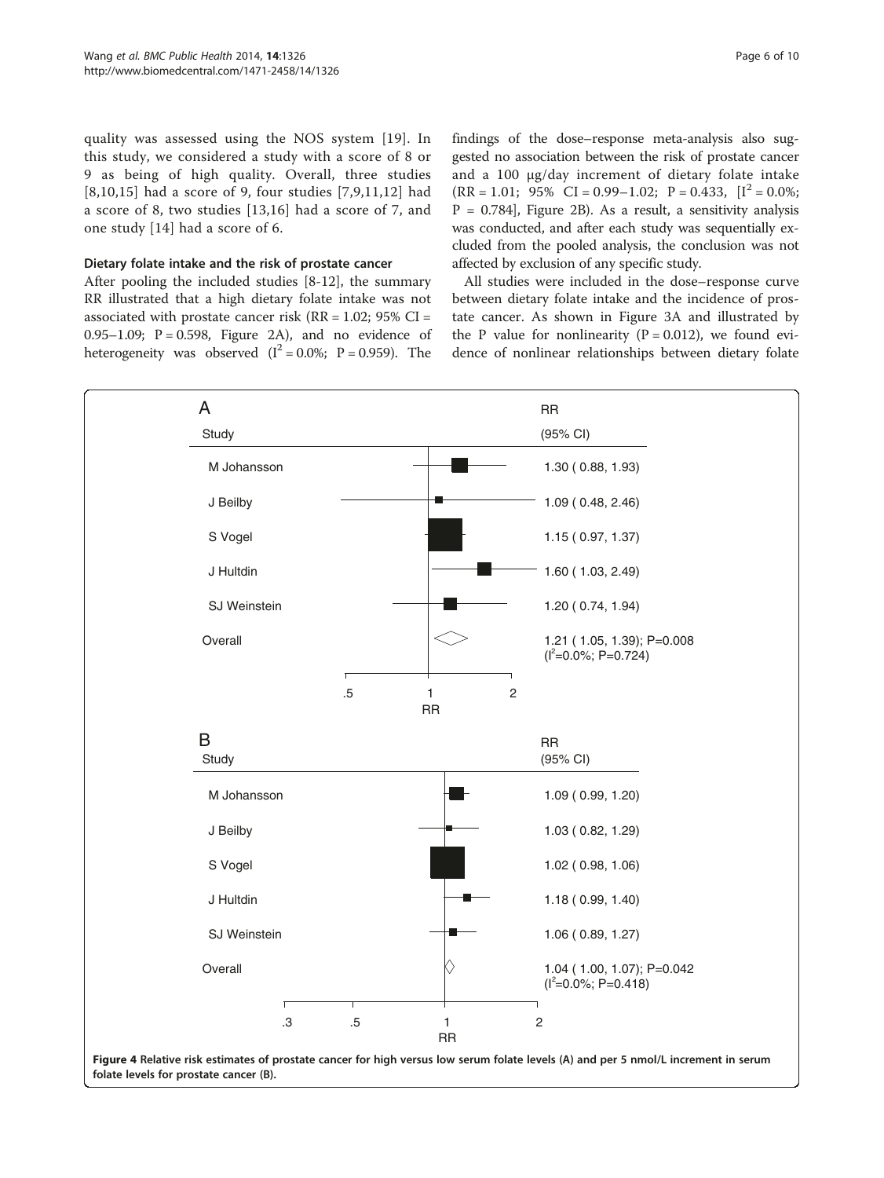quality was assessed using the NOS system [19]. In this study, we considered a study with a score of 8 or 9 as being of high quality. Overall, three studies [8,10,15] had a score of 9, four studies [7,9,11,12] had a score of 8, two studies [13,16] had a score of 7, and one study [14] had a score of 6.

### Dietary folate intake and the risk of prostate cancer

After pooling the included studies [8-12], the summary RR illustrated that a high dietary folate intake was not associated with prostate cancer risk (RR = 1.02; 95% CI = 0.95–1.09; P = 0.598, Figure 2A), and no evidence of heterogeneity was observed ($I^2$ = 0.0%; P = 0.959). The findings of the dose–response meta-analysis also suggested no association between the risk of prostate cancer and a 100 μg/day increment of dietary folate intake (RR = 1.01; 95% CI = 0.99–1.02; P = 0.433, [$I^2$ = 0.0%; P = 0.784], Figure 2B). As a result, a sensitivity analysis was conducted, and after each study was sequentially excluded from the pooled analysis, the conclusion was not affected by exclusion of any specific study.

All studies were included in the dose–response curve between dietary folate intake and the incidence of prostate cancer. As shown in Figure 3A and illustrated by the P value for nonlinearity (P = 0.012), we found evidence of nonlinear relationships between dietary folate

**A**

| Study | RR (95% CI) |
|---|---|
| M Johansson | 1.30 ( 0.88, 1.93) |
| J Beilby | 1.09 ( 0.48, 2.46) |
| S Vogel | 1.15 ( 0.97, 1.37) |
| J Hultdin | 1.60 ( 1.03, 2.49) |
| SJ Weinstein | 1.20 ( 0.74, 1.94) |
| Overall | 1.21 ( 1.05, 1.39); P=0.008 ($I^2$=0.0%; P=0.724) |

**B**

| Study | RR (95% CI) |
|---|---|
| M Johansson | 1.09 ( 0.99, 1.20) |
| J Beilby | 1.03 ( 0.82, 1.29) |
| S Vogel | 1.02 ( 0.98, 1.06) |
| J Hultdin | 1.18 ( 0.99, 1.40) |
| SJ Weinstein | 1.06 ( 0.89, 1.27) |
| Overall | 1.04 ( 1.00, 1.07); P=0.042 ($I^2$=0.0%; P=0.418) |

**Figure 4 Relative risk estimates of prostate cancer for high versus low serum folate levels (A) and per 5 nmol/L increment in serum folate levels for prostate cancer (B).**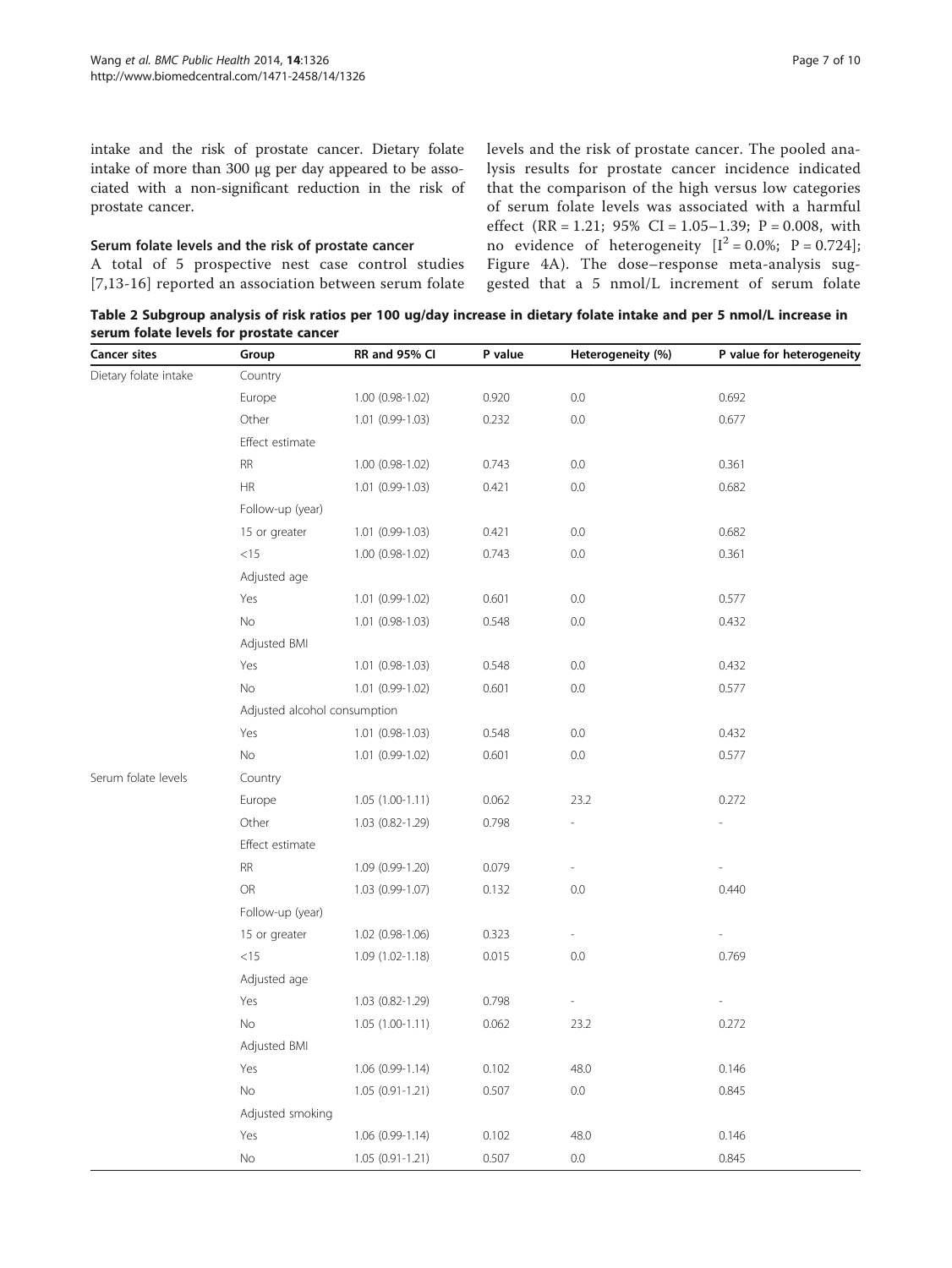intake and the risk of prostate cancer. Dietary folate intake of more than 300 μg per day appeared to be associated with a non-significant reduction in the risk of prostate cancer.

### Serum folate levels and the risk of prostate cancer

A total of 5 prospective nest case control studies [7,13-16] reported an association between serum folate levels and the risk of prostate cancer. The pooled analysis results for prostate cancer incidence indicated that the comparison of the high versus low categories of serum folate levels was associated with a harmful effect (RR = 1.21; 95% CI = 1.05–1.39; P = 0.008, with no evidence of heterogeneity [$I^2$ = 0.0%; P = 0.724]; Figure 4A). The dose–response meta-analysis suggested that a 5 nmol/L increment of serum folate

**Table 2 Subgroup analysis of risk ratios per 100 ug/day increase in dietary folate intake and per 5 nmol/L increase in serum folate levels for prostate cancer**

| Cancer sites | Group | RR and 95% CI | P value | Heterogeneity (%) | P value for heterogeneity |
|---|---|---|---|---|---|
| Dietary folate intake | Country | | | | |
| | Europe | 1.00 (0.98-1.02) | 0.920 | 0.0 | 0.692 |
| | Other | 1.01 (0.99-1.03) | 0.232 | 0.0 | 0.677 |
| | Effect estimate | | | | |
| | RR | 1.00 (0.98-1.02) | 0.743 | 0.0 | 0.361 |
| | HR | 1.01 (0.99-1.03) | 0.421 | 0.0 | 0.682 |
| | Follow-up (year) | | | | |
| | 15 or greater | 1.01 (0.99-1.03) | 0.421 | 0.0 | 0.682 |
| | <15 | 1.00 (0.98-1.02) | 0.743 | 0.0 | 0.361 |
| | Adjusted age | | | | |
| | Yes | 1.01 (0.99-1.02) | 0.601 | 0.0 | 0.577 |
| | No | 1.01 (0.98-1.03) | 0.548 | 0.0 | 0.432 |
| | Adjusted BMI | | | | |
| | Yes | 1.01 (0.98-1.03) | 0.548 | 0.0 | 0.432 |
| | No | 1.01 (0.99-1.02) | 0.601 | 0.0 | 0.577 |
| | Adjusted alcohol consumption | | | | |
| | Yes | 1.01 (0.98-1.03) | 0.548 | 0.0 | 0.432 |
| | No | 1.01 (0.99-1.02) | 0.601 | 0.0 | 0.577 |
| Serum folate levels | Country | | | | |
| | Europe | 1.05 (1.00-1.11) | 0.062 | 23.2 | 0.272 |
| | Other | 1.03 (0.82-1.29) | 0.798 | - | - |
| | Effect estimate | | | | |
| | RR | 1.09 (0.99-1.20) | 0.079 | - | - |
| | OR | 1.03 (0.99-1.07) | 0.132 | 0.0 | 0.440 |
| | Follow-up (year) | | | | |
| | 15 or greater | 1.02 (0.98-1.06) | 0.323 | - | - |
| | <15 | 1.09 (1.02-1.18) | 0.015 | 0.0 | 0.769 |
| | Adjusted age | | | | |
| | Yes | 1.03 (0.82-1.29) | 0.798 | - | - |
| | No | 1.05 (1.00-1.11) | 0.062 | 23.2 | 0.272 |
| | Adjusted BMI | | | | |
| | Yes | 1.06 (0.99-1.14) | 0.102 | 48.0 | 0.146 |
| | No | 1.05 (0.91-1.21) | 0.507 | 0.0 | 0.845 |
| | Adjusted smoking | | | | |
| | Yes | 1.06 (0.99-1.14) | 0.102 | 48.0 | 0.146 |
| | No | 1.05 (0.91-1.21) | 0.507 | 0.0 | 0.845 |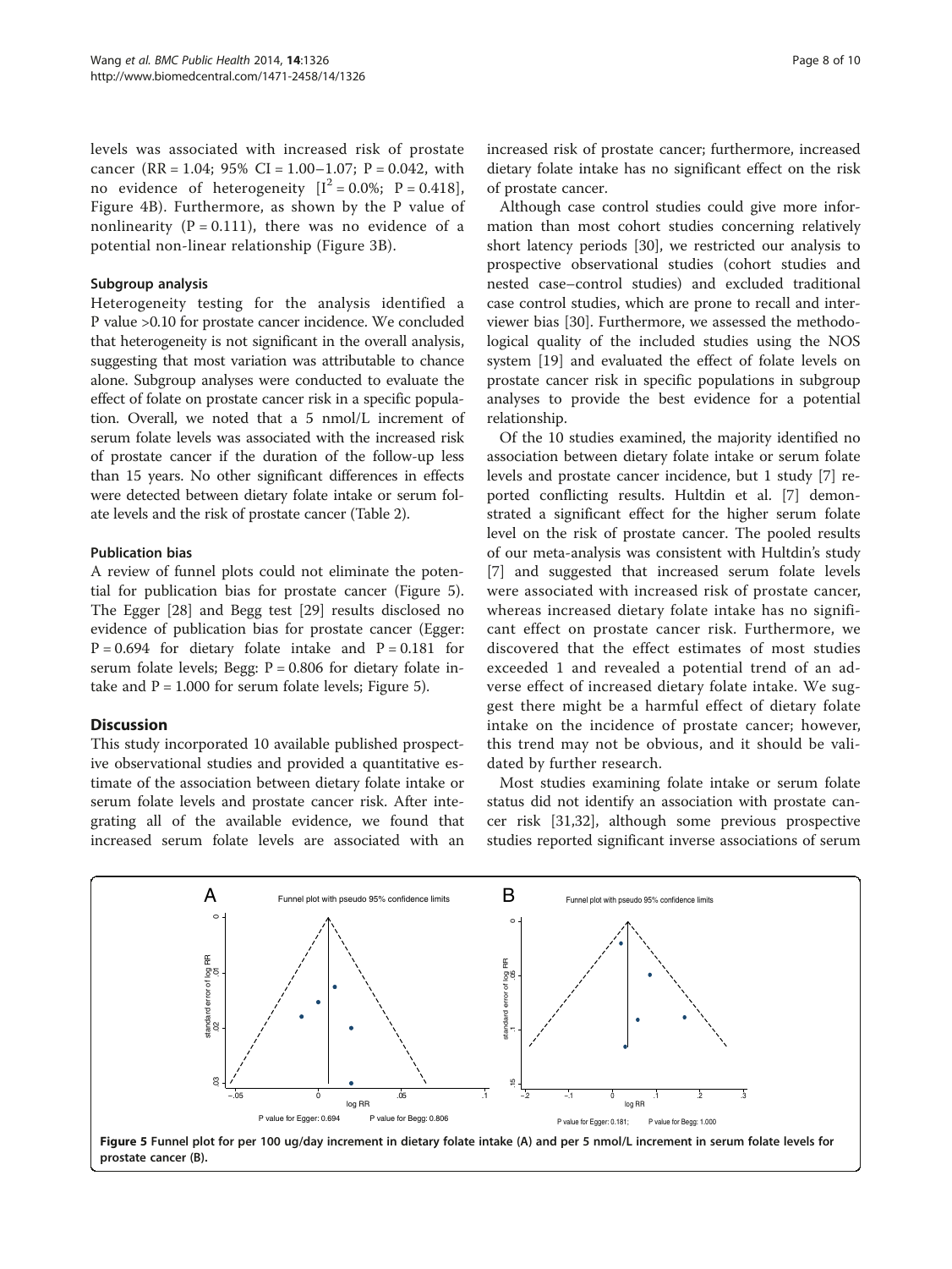levels was associated with increased risk of prostate cancer (RR = 1.04; 95% CI = 1.00–1.07; P = 0.042, with no evidence of heterogeneity [$I^2$ = 0.0%; P = 0.418], Figure 4B). Furthermore, as shown by the P value of nonlinearity (P = 0.111), there was no evidence of a potential non-linear relationship (Figure 3B).

### Subgroup analysis

Heterogeneity testing for the analysis identified a P value >0.10 for prostate cancer incidence. We concluded that heterogeneity is not significant in the overall analysis, suggesting that most variation was attributable to chance alone. Subgroup analyses were conducted to evaluate the effect of folate on prostate cancer risk in a specific population. Overall, we noted that a 5 nmol/L increment of serum folate levels was associated with the increased risk of prostate cancer if the duration of the follow-up less than 15 years. No other significant differences in effects were detected between dietary folate intake or serum folate levels and the risk of prostate cancer (Table 2).

### Publication bias

A review of funnel plots could not eliminate the potential for publication bias for prostate cancer (Figure 5). The Egger [28] and Begg test [29] results disclosed no evidence of publication bias for prostate cancer (Egger: P = 0.694 for dietary folate intake and P = 0.181 for serum folate levels; Begg: P = 0.806 for dietary folate intake and P = 1.000 for serum folate levels; Figure 5).

## Discussion

This study incorporated 10 available published prospective observational studies and provided a quantitative estimate of the association between dietary folate intake or serum folate levels and prostate cancer risk. After integrating all of the available evidence, we found that increased serum folate levels are associated with an increased risk of prostate cancer; furthermore, increased dietary folate intake has no significant effect on the risk of prostate cancer.

Although case control studies could give more information than most cohort studies concerning relatively short latency periods [30], we restricted our analysis to prospective observational studies (cohort studies and nested case–control studies) and excluded traditional case control studies, which are prone to recall and interviewer bias [30]. Furthermore, we assessed the methodological quality of the included studies using the NOS system [19] and evaluated the effect of folate levels on prostate cancer risk in specific populations in subgroup analyses to provide the best evidence for a potential relationship.

Of the 10 studies examined, the majority identified no association between dietary folate intake or serum folate levels and prostate cancer incidence, but 1 study [7] reported conflicting results. Hultdin et al. [7] demonstrated a significant effect for the higher serum folate level on the risk of prostate cancer. The pooled results of our meta-analysis was consistent with Hultdin's study [7] and suggested that increased serum folate levels were associated with increased risk of prostate cancer, whereas increased dietary folate intake has no significant effect on prostate cancer risk. Furthermore, we discovered that the effect estimates of most studies exceeded 1 and revealed a potential trend of an adverse effect of increased dietary folate intake. We suggest there might be a harmful effect of dietary folate intake on the incidence of prostate cancer; however, this trend may not be obvious, and it should be validated by further research.

Most studies examining folate intake or serum folate status did not identify an association with prostate cancer risk [31,32], although some previous prospective studies reported significant inverse associations of serum

**Figure 5** Funnel plot for per 100 ug/day increment in dietary folate intake (A) and per 5 nmol/L increment in serum folate levels for prostate cancer (B).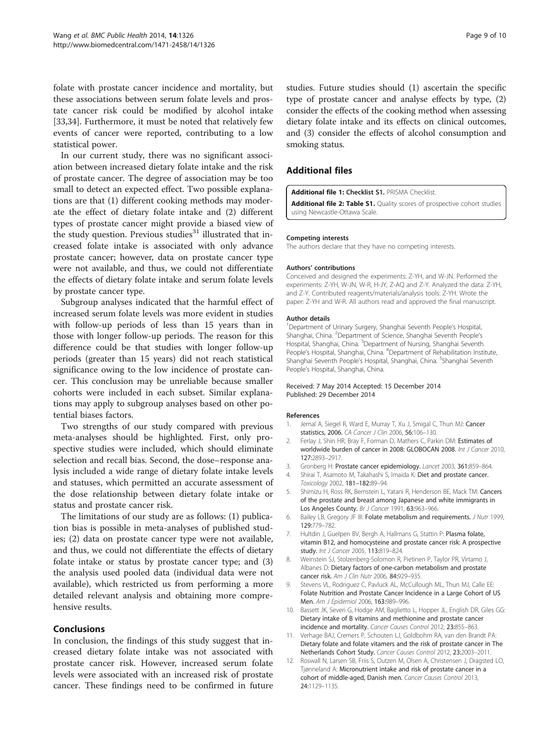folate with prostate cancer incidence and mortality, but these associations between serum folate levels and prostate cancer risk could be modified by alcohol intake [33,34]. Furthermore, it must be noted that relatively few events of cancer were reported, contributing to a low statistical power.

In our current study, there was no significant association between increased dietary folate intake and the risk of prostate cancer. The degree of association may be too small to detect an expected effect. Two possible explanations are that (1) different cooking methods may moderate the effect of dietary folate intake and (2) different types of prostate cancer might provide a biased view of the study question. Previous studies[31] illustrated that increased folate intake is associated with only advance prostate cancer; however, data on prostate cancer type were not available, and thus, we could not differentiate the effects of dietary folate intake and serum folate levels by prostate cancer type.

Subgroup analyses indicated that the harmful effect of increased serum folate levels was more evident in studies with follow-up periods of less than 15 years than in those with longer follow-up periods. The reason for this difference could be that studies with longer follow-up periods (greater than 15 years) did not reach statistical significance owing to the low incidence of prostate cancer. This conclusion may be unreliable because smaller cohorts were included in each subset. Similar explanations may apply to subgroup analyses based on other potential biases factors.

Two strengths of our study compared with previous meta-analyses should be highlighted. First, only prospective studies were included, which should eliminate selection and recall bias. Second, the dose–response analysis included a wide range of dietary folate intake levels and statuses, which permitted an accurate assessment of the dose relationship between dietary folate intake or status and prostate cancer risk.

The limitations of our study are as follows: (1) publication bias is possible in meta-analyses of published studies; (2) data on prostate cancer type were not available, and thus, we could not differentiate the effects of dietary folate intake or status by prostate cancer type; and (3) the analysis used pooled data (individual data were not available), which restricted us from performing a more detailed relevant analysis and obtaining more comprehensive results.

## Conclusions

In conclusion, the findings of this study suggest that increased dietary folate intake was not associated with prostate cancer risk. However, increased serum folate levels were associated with an increased risk of prostate cancer. These findings need to be confirmed in future studies. Future studies should (1) ascertain the specific type of prostate cancer and analyse effects by type, (2) consider the effects of the cooking method when assessing dietary folate intake and its effects on clinical outcomes, and (3) consider the effects of alcohol consumption and smoking status.

## Additional files

**Additional file 1: Checklist S1.** PRISMA Checklist.

**Additional file 2: Table S1.** Quality scores of prospective cohort studies using Newcastle-Ottawa Scale.

#### Competing interests

The authors declare that they have no competing interests.

#### Authors' contributions

Conceived and designed the experiments: Z-YH, and W-JN. Performed the experiments: Z-YH, W-JN, W-R, H-JY, Z-AQ and Z-Y. Analyzed the data: Z-YH, and Z-Y. Contributed reagents/materials/analysis tools: Z-YH. Wrote the paper: Z-YH and W-R. All authors read and approved the final manuscript.

#### Author details

[1]Department of Urinary Surgery, Shanghai Seventh People's Hospital, Shanghai, China. [2]Department of Science, Shanghai Seventh People's Hospital, Shanghai, China. [3]Department of Nursing, Shanghai Seventh People's Hospital, Shanghai, China. [4]Department of Rehabilitation Institute, Shanghai Seventh People's Hospital, Shanghai, China. [5]Shanghai Seventh People's Hospital, Shanghai, China.

Received: 7 May 2014 Accepted: 15 December 2014
Published: 29 December 2014

#### References

1. Jemal A, Siegel R, Ward E, Murray T, Xu J, Smigal C, Thun MJ: **Cancer statistics, 2006.** *CA Cancer J Clin* 2006, **56:**106–130.
2. Ferlay J, Shin HR, Bray F, Forman D, Mathers C, Parkin DM: **Estimates of worldwide burden of cancer in 2008: GLOBOCAN 2008.** *Int J Cancer* 2010, **127:**2893–2917.
3. Gronberg H: **Prostate cancer epidemiology.** *Lancet* 2003, **361:**859–864.
4. Shirai T, Asamoto M, Takahashi S, Imaida K: **Diet and prostate cancer.** *Toxicology* 2002, **181–182:**89–94.
5. Shimizu H, Ross RK, Bernstein L, Yatani R, Henderson BE, Mack TM: **Cancers of the prostate and breast among Japanese and white immigrants in Los Angeles County.** *Br J Cancer* 1991, **63:**963–966.
6. Bailey LB, Gregory JF III: **Folate metabolism and requirements.** *J Nutr* 1999, **129:**779–782.
7. Hultdin J, Guelpen BV, Bergh A, Hallmans G, Stattin P: **Plasma folate, vitamin B12, and homocysteine and prostate cancer risk: A prospective study.** *Int J Cancer* 2005, **113:**819–824.
8. Weinstein SJ, Stolzenberg-Solomon R, Pietinen P, Taylor PR, Virtamo J, Albanes D: **Dietary factors of one-carbon metabolism and prostate cancer risk.** *Am J Clin Nutr* 2006, **84:**929–935.
9. Stevens VL, Rodriguez C, Pavluck AL, McCullough ML, Thun MJ, Calle EE: **Folate Nutrition and Prostate Cancer Incidence in a Large Cohort of US Men.** *Am J Epidemiol* 2006, **163:**989–996.
10. Bassett JK, Severi G, Hodge AM, Baglietto L, Hopper JL, English DR, Giles GG: **Dietary intake of B vitamins and methionine and prostate cancer incidence and mortality.** *Cancer Causes Control* 2012, **23:**855–863.
11. Verhage BAJ, Cremers P, Schouten LJ, Goldbohm RA, van den Brandt PA: **Dietary folate and folate vitamers and the risk of prostate cancer in The Netherlands Cohort Study.** *Cancer Causes Control* 2012, **23:**2003–2011.
12. Roswall N, Larsen SB, Friis S, Outzen M, Olsen A, Christensen J, Dragsted LO, Tjønneland A: **Micronutrient intake and risk of prostate cancer in a cohort of middle-aged, Danish men.** *Cancer Causes Control* 2013, **24:**1129–1135.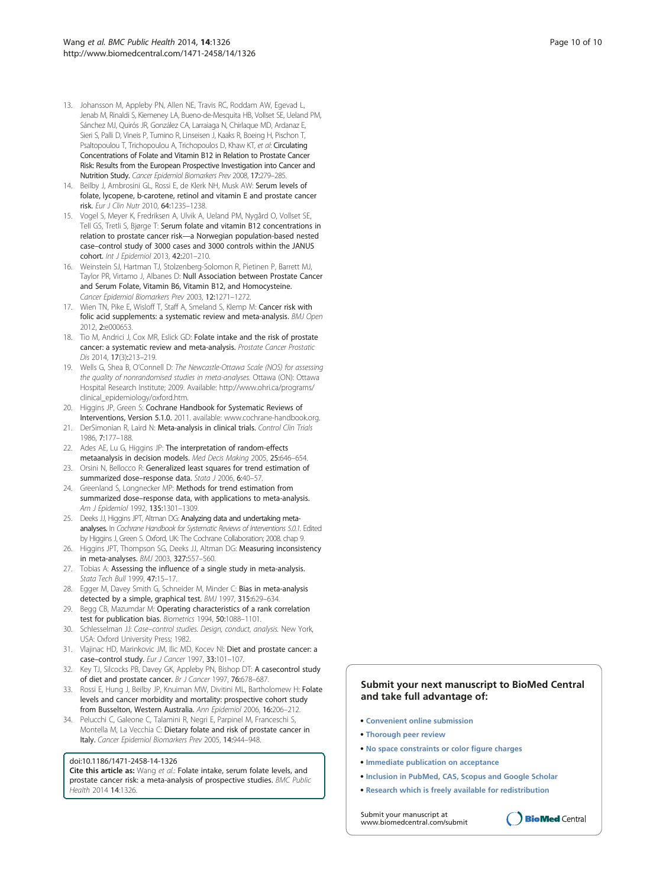13. Johansson M, Appleby PN, Allen NE, Travis RC, Roddam AW, Egevad L, Jenab M, Rinaldi S, Kiemeney LA, Bueno-de-Mesquita HB, Vollset SE, Ueland PM, Sánchez MJ, Quirós JR, González CA, Larraiaga N, Chirlaque MD, Ardanaz E, Sieri S, Palli D, Vineis P, Tumino R, Linseisen J, Kaaks R, Boeing H, Pischon T, Psaltopoulou T, Trichopoulou A, Trichopoulos D, Khaw KT, *et al*: **Circulating Concentrations of Folate and Vitamin B12 in Relation to Prostate Cancer Risk: Results from the European Prospective Investigation into Cancer and Nutrition Study.** *Cancer Epidemiol Biomarkers Prev* 2008, **17:**279–285.
14. Beilby J, Ambrosini GL, Rossi E, de Klerk NH, Musk AW: **Serum levels of folate, lycopene, b-carotene, retinol and vitamin E and prostate cancer risk.** *Eur J Clin Nutr* 2010, **64:**1235–1238.
15. Vogel S, Meyer K, Fredriksen A, Ulvik A, Ueland PM, Nygård O, Vollset SE, Tell GS, Tretli S, Bjørge T: **Serum folate and vitamin B12 concentrations in relation to prostate cancer risk—a Norwegian population-based nested case–control study of 3000 cases and 3000 controls within the JANUS cohort.** *Int J Epidemiol* 2013, **42:**201–210.
16. Weinstein SJ, Hartman TJ, Stolzenberg-Solomon R, Pietinen P, Barrett MJ, Taylor PR, Virtamo J, Albanes D: **Null Association between Prostate Cancer and Serum Folate, Vitamin B6, Vitamin B12, and Homocysteine.** *Cancer Epidemiol Biomarkers Prev* 2003, **12:**1271–1272.
17. Wien TN, Pike E, Wisloff T, Staff A, Smeland S, Klemp M: **Cancer risk with folic acid supplements: a systematic review and meta-analysis.** *BMJ Open* 2012, **2:**e000653.
18. Tio M, Andrici J, Cox MR, Eslick GD: **Folate intake and the risk of prostate cancer: a systematic review and meta-analysis.** *Prostate Cancer Prostatic Dis* 2014, **17**(3)**:**213–219.
19. Wells G, Shea B, O'Connell D: *The Newcastle-Ottawa Scale (NOS) for assessing the quality of nonrandomised studies in meta-analyses.* Ottawa (ON): Ottawa Hospital Research Institute; 2009. Available: http://www.ohri.ca/programs/clinical_epidemiology/oxford.htm.
20. Higgins JP, Green S: **Cochrane Handbook for Systematic Reviews of Interventions, Version 5.1.0.** 2011. available: www.cochrane-handbook.org.
21. DerSimonian R, Laird N: **Meta-analysis in clinical trials.** *Control Clin Trials* 1986, **7:**177–188.
22. Ades AE, Lu G, Higgins JP: **The interpretation of random-effects metaanalysis in decision models.** *Med Decis Making* 2005, **25:**646–654.
23. Orsini N, Bellocco R: **Generalized least squares for trend estimation of summarized dose–response data.** *Stata J* 2006, **6:**40–57.
24. Greenland S, Longnecker MP: **Methods for trend estimation from summarized dose–response data, with applications to meta-analysis.** *Am J Epidemiol* 1992, **135:**1301–1309.
25. Deeks JJ, Higgins JPT, Altman DG: **Analyzing data and undertaking meta-analyses.** In *Cochrane Handbook for Systematic Reviews of Interventions 5.0.1.* Edited by Higgins J, Green S. Oxford, UK: The Cochrane Collaboration; 2008. chap 9.
26. Higgins JPT, Thompson SG, Deeks JJ, Altman DG: **Measuring inconsistency in meta-analyses.** *BMJ* 2003, **327:**557–560.
27. Tobias A: **Assessing the influence of a single study in meta-analysis.** *Stata Tech Bull* 1999, **47:**15–17.
28. Egger M, Davey Smith G, Schneider M, Minder C: **Bias in meta-analysis detected by a simple, graphical test.** *BMJ* 1997, **315:**629–634.
29. Begg CB, Mazumdar M: **Operating characteristics of a rank correlation test for publication bias.** *Biometrics* 1994, **50:**1088–1101.
30. Schlesselman JJ: *Case–control studies. Design, conduct, analysis.* New York, USA: Oxford University Press; 1982.
31. Vlajinac HD, Marinkovic JM, Ilic MD, Kocev NI: **Diet and prostate cancer: a case–control study.** *Eur J Cancer* 1997, **33:**101–107.
32. Key TJ, Silcocks PB, Davey GK, Appleby PN, Bishop DT: **A casecontrol study of diet and prostate cancer.** *Br J Cancer* 1997, **76:**678–687.
33. Rossi E, Hung J, Beilby JP, Knuiman MW, Divitini ML, Bartholomew H: **Folate levels and cancer morbidity and mortality: prospective cohort study from Busselton, Western Australia.** *Ann Epidemiol* 2006, **16:**206–212.
34. Pelucchi C, Galeone C, Talamini R, Negri E, Parpinel M, Franceschi S, Montella M, La Vecchia C: **Dietary folate and risk of prostate cancer in Italy.** *Cancer Epidemiol Biomarkers Prev* 2005, **14:**944–948.

doi:10.1186/1471-2458-14-1326

**Cite this article as:** Wang *et al.*: Folate intake, serum folate levels, and prostate cancer risk: a meta-analysis of prospective studies. *BMC Public Health* 2014 **14**:1326.

**Submit your next manuscript to BioMed Central and take full advantage of:**

- **Convenient online submission**
- **Thorough peer review**
- **No space constraints or color figure charges**
- **Immediate publication on acceptance**
- **Inclusion in PubMed, CAS, Scopus and Google Scholar**
- **Research which is freely available for redistribution**

Submit your manuscript at www.biomedcentral.com/submit

BioMed Central